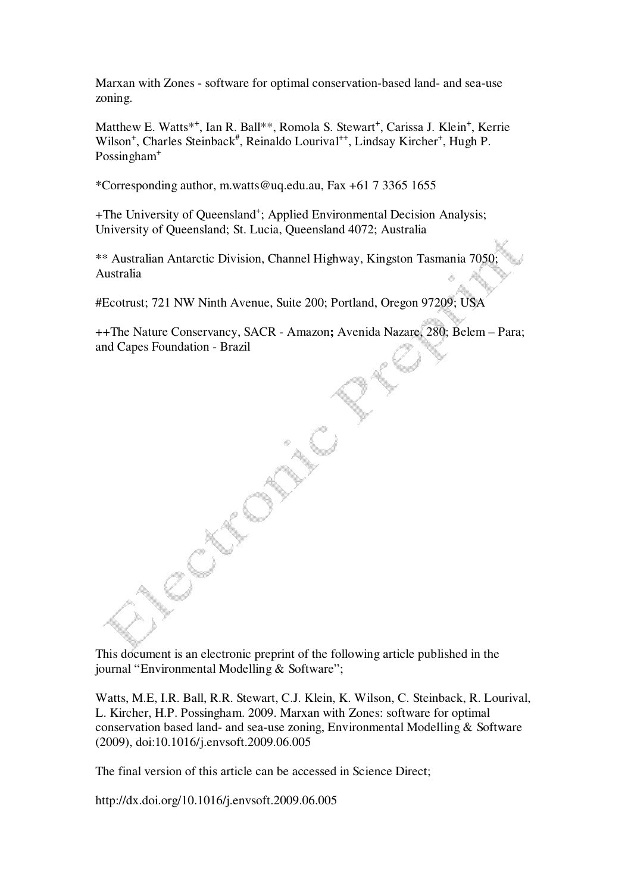# Marxan with Zones - software for optimal conservation-based land- and sea-use zoning.

Matthew E. Watts*+, Ian R. Ball**, Romola S. Stewart+, Carissa J. Klein+, Kerrie Wilson+, Charles Steinback#, Reinaldo Lourival++, Lindsay Kircher+, Hugh P. Possingham+

*Corresponding author, m.watts@uq.edu.au, Fax +61 7 3365 1655

+The University of Queensland+; Applied Environmental Decision Analysis; University of Queensland; St. Lucia, Queensland 4072; Australia

** Australian Antarctic Division, Channel Highway, Kingston Tasmania 7050; Australia

#Ecotrust; 721 NW Ninth Avenue, Suite 200; Portland, Oregon 97209; USA

++The Nature Conservancy, SACR - Amazon**;** Avenida Nazare, 280; Belem – Para; and Capes Foundation - Brazil

This document is an electronic preprint of the following article published in the journal "Environmental Modelling & Software";

Watts, M.E, I.R. Ball, R.R. Stewart, C.J. Klein, K. Wilson, C. Steinback, R. Lourival, L. Kircher, H.P. Possingham. 2009. Marxan with Zones: software for optimal conservation based land- and sea-use zoning, Environmental Modelling & Software (2009), doi:10.1016/j.envsoft.2009.06.005

The final version of this article can be accessed in Science Direct;

http://dx.doi.org/10.1016/j.envsoft.2009.06.005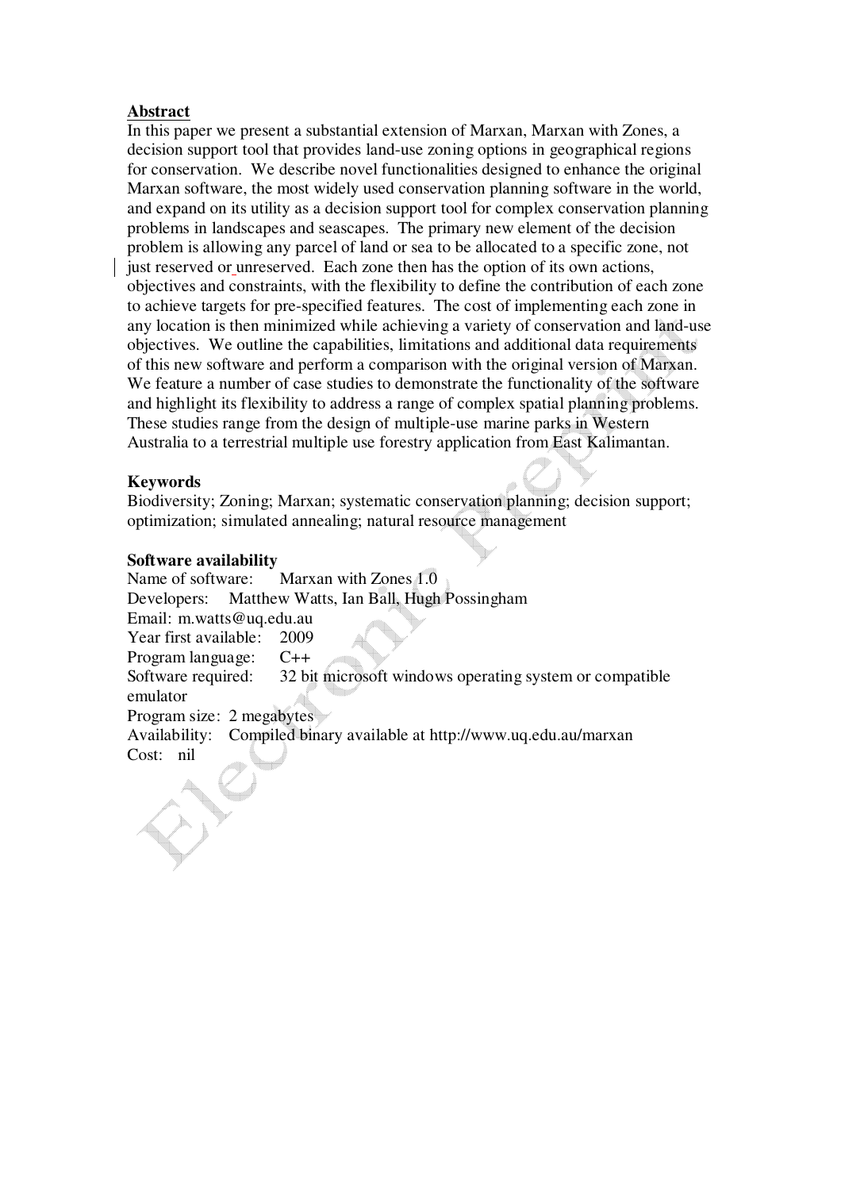## Abstract

In this paper we present a substantial extension of Marxan, Marxan with Zones, a decision support tool that provides land-use zoning options in geographical regions for conservation. We describe novel functionalities designed to enhance the original Marxan software, the most widely used conservation planning software in the world, and expand on its utility as a decision support tool for complex conservation planning problems in landscapes and seascapes. The primary new element of the decision problem is allowing any parcel of land or sea to be allocated to a specific zone, not just reserved or unreserved. Each zone then has the option of its own actions, objectives and constraints, with the flexibility to define the contribution of each zone to achieve targets for pre-specified features. The cost of implementing each zone in any location is then minimized while achieving a variety of conservation and land-use objectives. We outline the capabilities, limitations and additional data requirements of this new software and perform a comparison with the original version of Marxan. We feature a number of case studies to demonstrate the functionality of the software and highlight its flexibility to address a range of complex spatial planning problems. These studies range from the design of multiple-use marine parks in Western Australia to a terrestrial multiple use forestry application from East Kalimantan.

## Keywords

Biodiversity; Zoning; Marxan; systematic conservation planning; decision support; optimization; simulated annealing; natural resource management

## Software availability

Name of software: Marxan with Zones 1.0
Developers: Matthew Watts, Ian Ball, Hugh Possingham
Email: m.watts@uq.edu.au
Year first available: 2009
Program language: C++
Software required: 32 bit microsoft windows operating system or compatible emulator
Program size: 2 megabytes
Availability: Compiled binary available at http://www.uq.edu.au/marxan
Cost: nil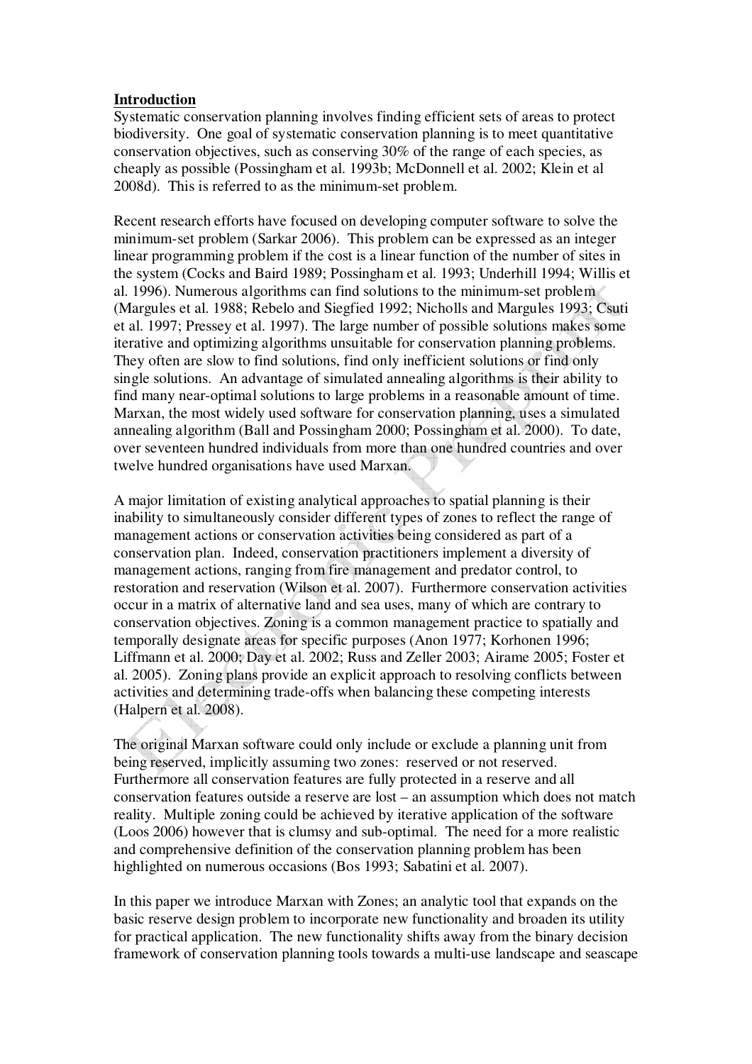## Introduction

Systematic conservation planning involves finding efficient sets of areas to protect biodiversity. One goal of systematic conservation planning is to meet quantitative conservation objectives, such as conserving 30% of the range of each species, as cheaply as possible (Possingham et al. 1993b; McDonnell et al. 2002; Klein et al 2008d). This is referred to as the minimum-set problem.

Recent research efforts have focused on developing computer software to solve the minimum-set problem (Sarkar 2006). This problem can be expressed as an integer linear programming problem if the cost is a linear function of the number of sites in the system (Cocks and Baird 1989; Possingham et al. 1993; Underhill 1994; Willis et al. 1996). Numerous algorithms can find solutions to the minimum-set problem (Margules et al. 1988; Rebelo and Siegfied 1992; Nicholls and Margules 1993; Csuti et al. 1997; Pressey et al. 1997). The large number of possible solutions makes some iterative and optimizing algorithms unsuitable for conservation planning problems. They often are slow to find solutions, find only inefficient solutions or find only single solutions. An advantage of simulated annealing algorithms is their ability to find many near-optimal solutions to large problems in a reasonable amount of time. Marxan, the most widely used software for conservation planning, uses a simulated annealing algorithm (Ball and Possingham 2000; Possingham et al. 2000). To date, over seventeen hundred individuals from more than one hundred countries and over twelve hundred organisations have used Marxan.

A major limitation of existing analytical approaches to spatial planning is their inability to simultaneously consider different types of zones to reflect the range of management actions or conservation activities being considered as part of a conservation plan. Indeed, conservation practitioners implement a diversity of management actions, ranging from fire management and predator control, to restoration and reservation (Wilson et al. 2007). Furthermore conservation activities occur in a matrix of alternative land and sea uses, many of which are contrary to conservation objectives. Zoning is a common management practice to spatially and temporally designate areas for specific purposes (Anon 1977; Korhonen 1996; Liffmann et al. 2000; Day et al. 2002; Russ and Zeller 2003; Airame 2005; Foster et al. 2005). Zoning plans provide an explicit approach to resolving conflicts between activities and determining trade-offs when balancing these competing interests (Halpern et al. 2008).

The original Marxan software could only include or exclude a planning unit from being reserved, implicitly assuming two zones: reserved or not reserved. Furthermore all conservation features are fully protected in a reserve and all conservation features outside a reserve are lost – an assumption which does not match reality. Multiple zoning could be achieved by iterative application of the software (Loos 2006) however that is clumsy and sub-optimal. The need for a more realistic and comprehensive definition of the conservation planning problem has been highlighted on numerous occasions (Bos 1993; Sabatini et al. 2007).

In this paper we introduce Marxan with Zones; an analytic tool that expands on the basic reserve design problem to incorporate new functionality and broaden its utility for practical application. The new functionality shifts away from the binary decision framework of conservation planning tools towards a multi-use landscape and seascape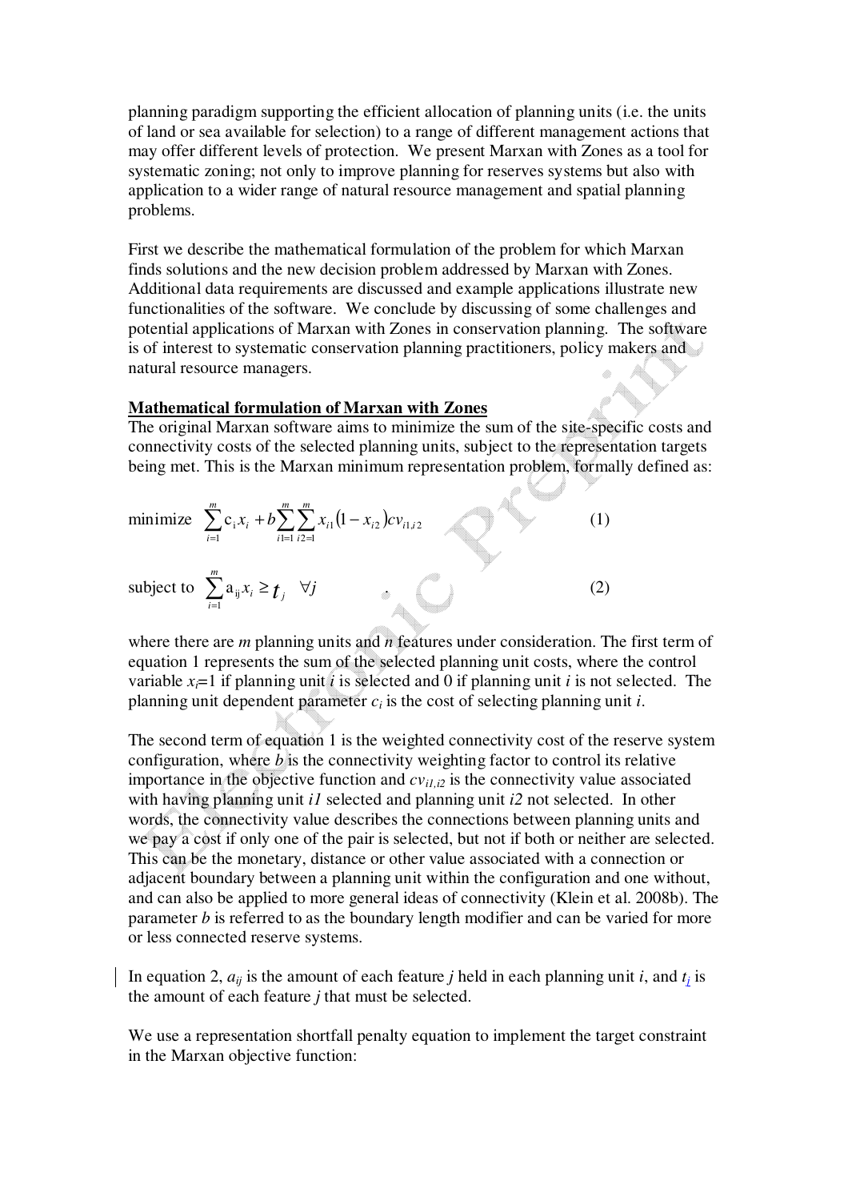planning paradigm supporting the efficient allocation of planning units (i.e. the units of land or sea available for selection) to a range of different management actions that may offer different levels of protection. We present Marxan with Zones as a tool for systematic zoning; not only to improve planning for reserves systems but also with application to a wider range of natural resource management and spatial planning problems.

First we describe the mathematical formulation of the problem for which Marxan finds solutions and the new decision problem addressed by Marxan with Zones. Additional data requirements are discussed and example applications illustrate new functionalities of the software. We conclude by discussing of some challenges and potential applications of Marxan with Zones in conservation planning. The software is of interest to systematic conservation planning practitioners, policy makers and natural resource managers.

## Mathematical formulation of Marxan with Zones

The original Marxan software aims to minimize the sum of the site-specific costs and connectivity costs of the selected planning units, subject to the representation targets being met. This is the Marxan minimum representation problem, formally defined as:

$$\text{minimize} \quad \sum_{i=1}^{m} c_i x_i + b \sum_{i1=1}^{m} \sum_{i2=1}^{m} x_{i1}(1 - x_{i2}) cv_{i1,i2} \tag{1}$$

$$\text{subject to} \quad \sum_{i=1}^{m} a_{ij} x_i \geq t_j \quad \forall j \tag{2}$$

where there are *m* planning units and *n* features under consideration. The first term of equation 1 represents the sum of the selected planning unit costs, where the control variable $x_i$=1 if planning unit *i* is selected and 0 if planning unit *i* is not selected. The planning unit dependent parameter $c_i$ is the cost of selecting planning unit *i*.

The second term of equation 1 is the weighted connectivity cost of the reserve system configuration, where *b* is the connectivity weighting factor to control its relative importance in the objective function and $cv_{i1,i2}$ is the connectivity value associated with having planning unit *i1* selected and planning unit *i2* not selected. In other words, the connectivity value describes the connections between planning units and we pay a cost if only one of the pair is selected, but not if both or neither are selected. This can be the monetary, distance or other value associated with a connection or adjacent boundary between a planning unit within the configuration and one without, and can also be applied to more general ideas of connectivity (Klein et al. 2008b). The parameter *b* is referred to as the boundary length modifier and can be varied for more or less connected reserve systems.

In equation 2, $a_{ij}$ is the amount of each feature *j* held in each planning unit *i*, and $t_j$ is the amount of each feature *j* that must be selected.

We use a representation shortfall penalty equation to implement the target constraint in the Marxan objective function: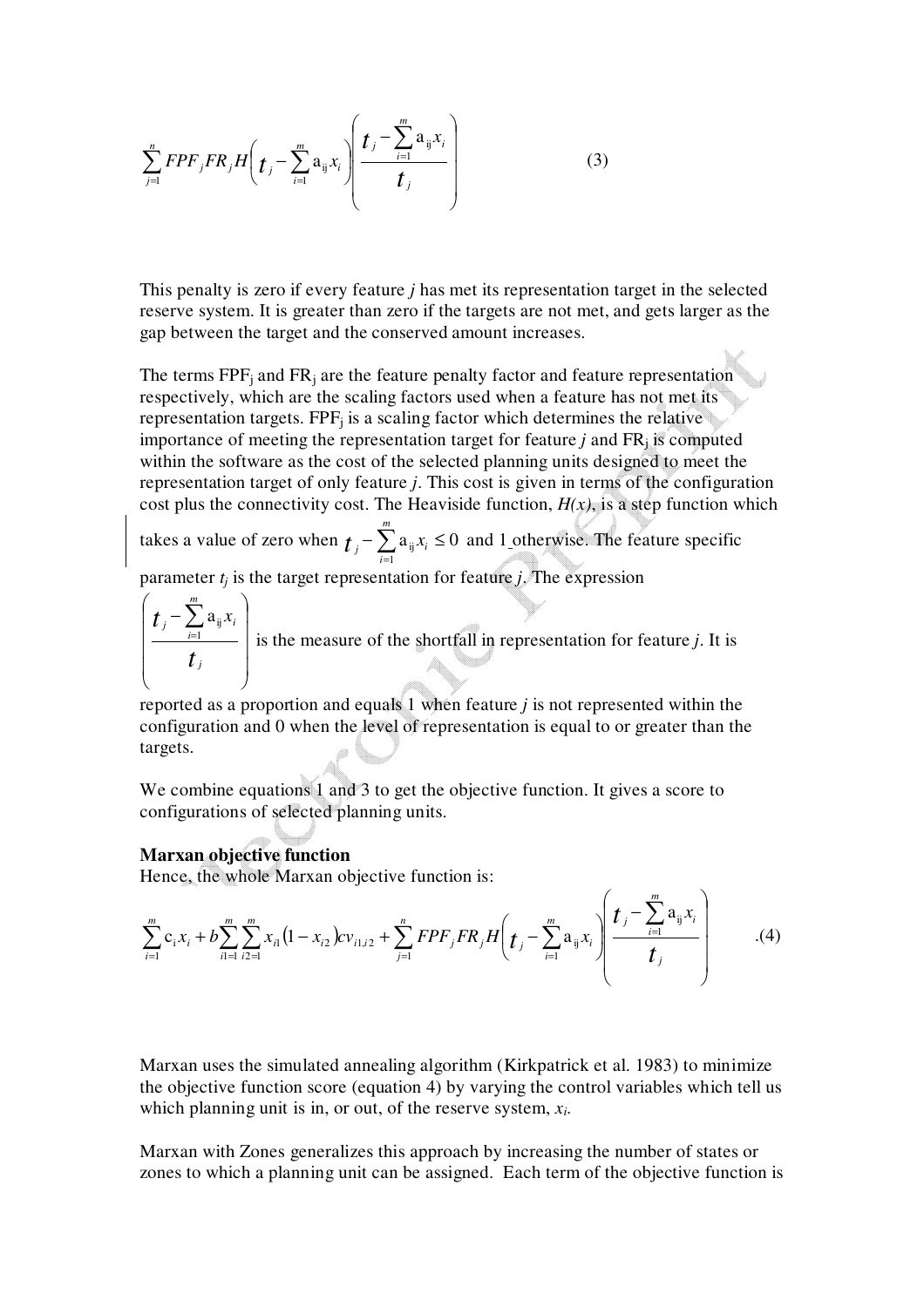$$\sum_{j=1}^{n} FPF_j FR_j H\left(t_j - \sum_{i=1}^{m} a_{ij} x_i\right)\left(\frac{t_j - \sum_{i=1}^{m} a_{ij} x_i}{t_j}\right) \qquad (3)$$

This penalty is zero if every feature *j* has met its representation target in the selected reserve system. It is greater than zero if the targets are not met, and gets larger as the gap between the target and the conserved amount increases.

The terms $FPF_j$ and $FR_j$ are the feature penalty factor and feature representation respectively, which are the scaling factors used when a feature has not met its representation targets. $FPF_j$ is a scaling factor which determines the relative importance of meeting the representation target for feature *j* and $FR_j$ is computed within the software as the cost of the selected planning units designed to meet the representation target of only feature *j*. This cost is given in terms of the configuration cost plus the connectivity cost. The Heaviside function, *H(x)*, is a step function which takes a value of zero when $t_j - \sum_{i=1}^{m} a_{ij} x_i \leq 0$ and 1 otherwise. The feature specific parameter $t_j$ is the target representation for feature *j*. The expression $\left(\frac{t_j - \sum_{i=1}^{m} a_{ij} x_i}{t_j}\right)$ is the measure of the shortfall in representation for feature *j*. It is reported as a proportion and equals 1 when feature *j* is not represented within the configuration and 0 when the level of representation is equal to or greater than the targets.

We combine equations 1 and 3 to get the objective function. It gives a score to configurations of selected planning units.

**Marxan objective function**

Hence, the whole Marxan objective function is:

$$\sum_{i=1}^{m} c_i x_i + b \sum_{i1=1}^{m} \sum_{i2=1}^{m} x_{i1}(1 - x_{i2}) cv_{i1,i2} + \sum_{j=1}^{n} FPF_j FR_j H\left(t_j - \sum_{i=1}^{m} a_{ij} x_i\right)\left(\frac{t_j - \sum_{i=1}^{m} a_{ij} x_i}{t_j}\right) \qquad .(4)$$

Marxan uses the simulated annealing algorithm (Kirkpatrick et al. 1983) to minimize the objective function score (equation 4) by varying the control variables which tell us which planning unit is in, or out, of the reserve system, $x_i$.

Marxan with Zones generalizes this approach by increasing the number of states or zones to which a planning unit can be assigned. Each term of the objective function is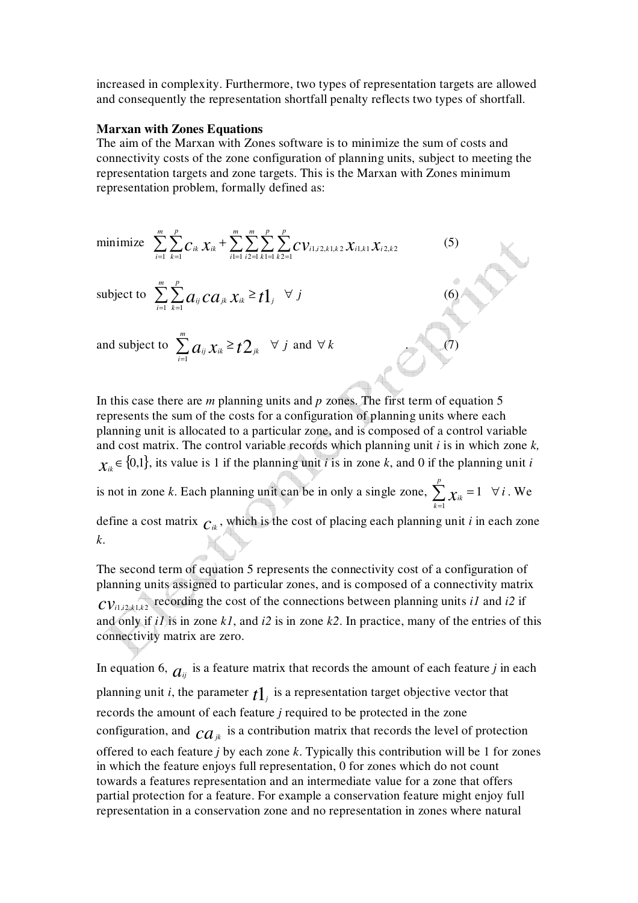increased in complexity. Furthermore, two types of representation targets are allowed and consequently the representation shortfall penalty reflects two types of shortfall.

**Marxan with Zones Equations**

The aim of the Marxan with Zones software is to minimize the sum of costs and connectivity costs of the zone configuration of planning units, subject to meeting the representation targets and zone targets. This is the Marxan with Zones minimum representation problem, formally defined as:

$$\text{minimize} \quad \sum_{i=1}^{m}\sum_{k=1}^{p} c_{ik}\, x_{ik} + \sum_{i1=1}^{m}\sum_{i2=1}^{m}\sum_{k1=1}^{p}\sum_{k2=1}^{p} cv_{i1,i2,k1,k2}\, x_{i1,k1}\, x_{i2,k2} \tag{5}$$

$$\text{subject to} \quad \sum_{i=1}^{m}\sum_{k=1}^{p} a_{ij}\, ca_{jk}\, x_{ik} \geq t1_{j} \quad \forall\, j \tag{6}$$

$$\text{and subject to} \quad \sum_{i=1}^{m} a_{ij}\, x_{ik} \geq t2_{jk} \quad \forall\, j \text{ and } \forall\, k \tag{7}$$

In this case there are *m* planning units and *p* zones. The first term of equation 5 represents the sum of the costs for a configuration of planning units where each planning unit is allocated to a particular zone, and is composed of a control variable and cost matrix. The control variable records which planning unit *i* is in which zone *k*, $x_{ik} \in \{0,1\}$, its value is 1 if the planning unit *i* is in zone *k*, and 0 if the planning unit *i* is not in zone *k*. Each planning unit can be in only a single zone, $\sum_{k=1}^{p} x_{ik} = 1 \quad \forall\, i$. We define a cost matrix $c_{ik}$, which is the cost of placing each planning unit *i* in each zone *k*.

The second term of equation 5 represents the connectivity cost of a configuration of planning units assigned to particular zones, and is composed of a connectivity matrix $cv_{i1,i2,k1,k2}$ recording the cost of the connections between planning units *i1* and *i2* if and only if *i1* is in zone *k1*, and *i2* is in zone *k2*. In practice, many of the entries of this connectivity matrix are zero.

In equation 6, $a_{ij}$ is a feature matrix that records the amount of each feature *j* in each planning unit *i*, the parameter $t1_{j}$ is a representation target objective vector that records the amount of each feature *j* required to be protected in the zone configuration, and $ca_{jk}$ is a contribution matrix that records the level of protection offered to each feature *j* by each zone *k*. Typically this contribution will be 1 for zones in which the feature enjoys full representation, 0 for zones which do not count towards a features representation and an intermediate value for a zone that offers partial protection for a feature. For example a conservation feature might enjoy full representation in a conservation zone and no representation in zones where natural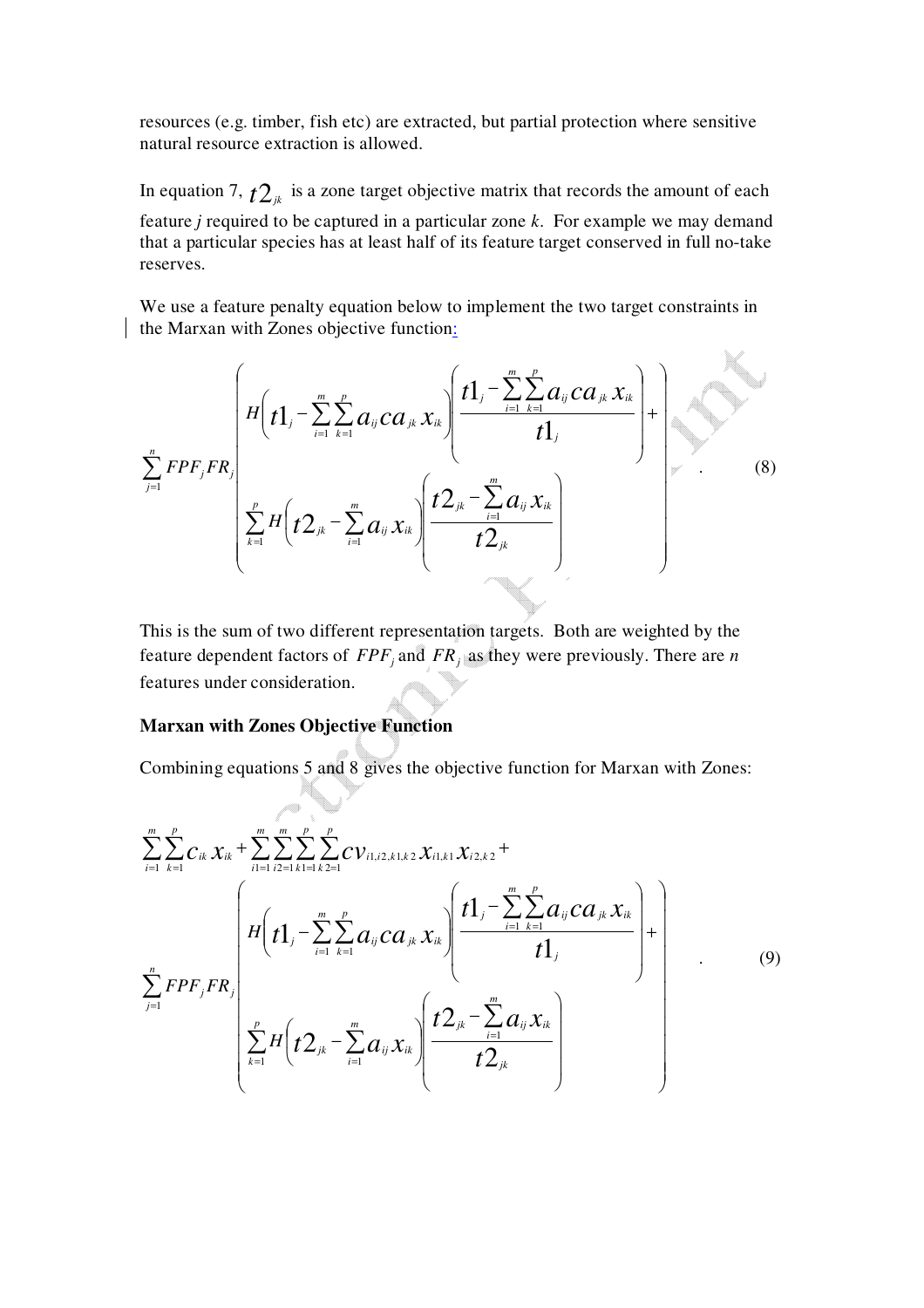resources (e.g. timber, fish etc) are extracted, but partial protection where sensitive natural resource extraction is allowed.

In equation 7, $t2_{jk}$ is a zone target objective matrix that records the amount of each feature *j* required to be captured in a particular zone *k*. For example we may demand that a particular species has at least half of its feature target conserved in full no-take reserves.

We use a feature penalty equation below to implement the two target constraints in the Marxan with Zones objective function:

$$
\sum_{j=1}^{n} FPF_j FR_j \left( \begin{array}{l} H\left(t1_j - \sum_{i=1}^{m}\sum_{k=1}^{p} a_{ij} ca_{jk} x_{ik}\right)\left(\dfrac{t1_j - \sum_{i=1}^{m}\sum_{k=1}^{p} a_{ij} ca_{jk} x_{ik}}{t1_j}\right) + \\ \sum_{k=1}^{p} H\left(t2_{jk} - \sum_{i=1}^{m} a_{ij} x_{ik}\right)\left(\dfrac{t2_{jk} - \sum_{i=1}^{m} a_{ij} x_{ik}}{t2_{jk}}\right) \end{array} \right) . \quad (8)
$$

This is the sum of two different representation targets. Both are weighted by the feature dependent factors of $FPF_j$ and $FR_j$ as they were previously. There are *n* features under consideration.

**Marxan with Zones Objective Function**

Combining equations 5 and 8 gives the objective function for Marxan with Zones:

$$
\begin{array}{l} \sum_{i=1}^{m}\sum_{k=1}^{p} c_{ik} x_{ik} + \sum_{i1=1}^{m}\sum_{i2=1}^{m}\sum_{k1=1}^{p}\sum_{k2=1}^{p} cv_{i1,i2,k1,k2}\, x_{i1,k1} x_{i2,k2} + \\ \sum_{j=1}^{n} FPF_j FR_j \left( \begin{array}{l} H\left(t1_j - \sum_{i=1}^{m}\sum_{k=1}^{p} a_{ij} ca_{jk} x_{ik}\right)\left(\dfrac{t1_j - \sum_{i=1}^{m}\sum_{k=1}^{p} a_{ij} ca_{jk} x_{ik}}{t1_j}\right) + \\ \sum_{k=1}^{p} H\left(t2_{jk} - \sum_{i=1}^{m} a_{ij} x_{ik}\right)\left(\dfrac{t2_{jk} - \sum_{i=1}^{m} a_{ij} x_{ik}}{t2_{jk}}\right) \end{array} \right) \end{array} . \quad (9)
$$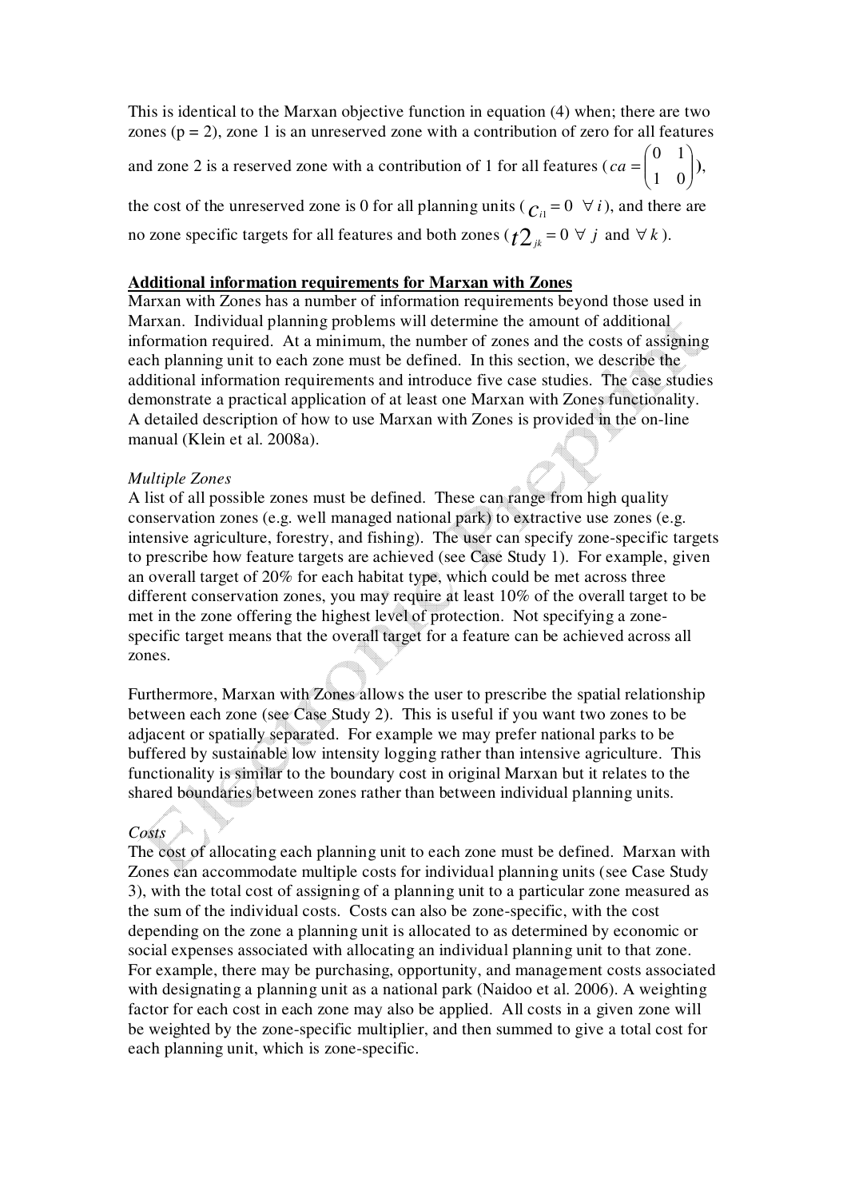This is identical to the Marxan objective function in equation (4) when; there are two zones (p = 2), zone 1 is an unreserved zone with a contribution of zero for all features and zone 2 is a reserved zone with a contribution of 1 for all features ($ca = \begin{pmatrix} 0 & 1 \\ 1 & 0 \end{pmatrix}$), the cost of the unreserved zone is 0 for all planning units ($c_{i1} = 0 \;\; \forall\, i$), and there are no zone specific targets for all features and both zones ($t2_{jk} = 0 \;\; \forall\, j$ and $\forall\, k$).

**Additional information requirements for Marxan with Zones**

Marxan with Zones has a number of information requirements beyond those used in Marxan. Individual planning problems will determine the amount of additional information required. At a minimum, the number of zones and the costs of assigning each planning unit to each zone must be defined. In this section, we describe the additional information requirements and introduce five case studies. The case studies demonstrate a practical application of at least one Marxan with Zones functionality. A detailed description of how to use Marxan with Zones is provided in the on-line manual (Klein et al. 2008a).

*Multiple Zones*

A list of all possible zones must be defined. These can range from high quality conservation zones (e.g. well managed national park) to extractive use zones (e.g. intensive agriculture, forestry, and fishing). The user can specify zone-specific targets to prescribe how feature targets are achieved (see Case Study 1). For example, given an overall target of 20% for each habitat type, which could be met across three different conservation zones, you may require at least 10% of the overall target to be met in the zone offering the highest level of protection. Not specifying a zone-specific target means that the overall target for a feature can be achieved across all zones.

Furthermore, Marxan with Zones allows the user to prescribe the spatial relationship between each zone (see Case Study 2). This is useful if you want two zones to be adjacent or spatially separated. For example we may prefer national parks to be buffered by sustainable low intensity logging rather than intensive agriculture. This functionality is similar to the boundary cost in original Marxan but it relates to the shared boundaries between zones rather than between individual planning units.

*Costs*

The cost of allocating each planning unit to each zone must be defined. Marxan with Zones can accommodate multiple costs for individual planning units (see Case Study 3), with the total cost of assigning of a planning unit to a particular zone measured as the sum of the individual costs. Costs can also be zone-specific, with the cost depending on the zone a planning unit is allocated to as determined by economic or social expenses associated with allocating an individual planning unit to that zone. For example, there may be purchasing, opportunity, and management costs associated with designating a planning unit as a national park (Naidoo et al. 2006). A weighting factor for each cost in each zone may also be applied. All costs in a given zone will be weighted by the zone-specific multiplier, and then summed to give a total cost for each planning unit, which is zone-specific.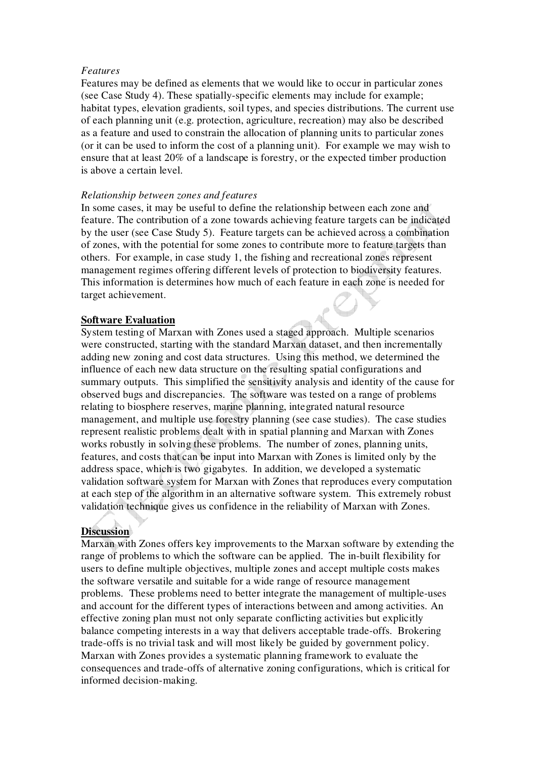*Features*

Features may be defined as elements that we would like to occur in particular zones (see Case Study 4). These spatially-specific elements may include for example; habitat types, elevation gradients, soil types, and species distributions. The current use of each planning unit (e.g. protection, agriculture, recreation) may also be described as a feature and used to constrain the allocation of planning units to particular zones (or it can be used to inform the cost of a planning unit). For example we may wish to ensure that at least 20% of a landscape is forestry, or the expected timber production is above a certain level.

*Relationship between zones and features*

In some cases, it may be useful to define the relationship between each zone and feature. The contribution of a zone towards achieving feature targets can be indicated by the user (see Case Study 5). Feature targets can be achieved across a combination of zones, with the potential for some zones to contribute more to feature targets than others. For example, in case study 1, the fishing and recreational zones represent management regimes offering different levels of protection to biodiversity features. This information is determines how much of each feature in each zone is needed for target achievement.

## Software Evaluation

System testing of Marxan with Zones used a staged approach. Multiple scenarios were constructed, starting with the standard Marxan dataset, and then incrementally adding new zoning and cost data structures. Using this method, we determined the influence of each new data structure on the resulting spatial configurations and summary outputs. This simplified the sensitivity analysis and identity of the cause for observed bugs and discrepancies. The software was tested on a range of problems relating to biosphere reserves, marine planning, integrated natural resource management, and multiple use forestry planning (see case studies). The case studies represent realistic problems dealt with in spatial planning and Marxan with Zones works robustly in solving these problems. The number of zones, planning units, features, and costs that can be input into Marxan with Zones is limited only by the address space, which is two gigabytes. In addition, we developed a systematic validation software system for Marxan with Zones that reproduces every computation at each step of the algorithm in an alternative software system. This extremely robust validation technique gives us confidence in the reliability of Marxan with Zones.

## Discussion

Marxan with Zones offers key improvements to the Marxan software by extending the range of problems to which the software can be applied. The in-built flexibility for users to define multiple objectives, multiple zones and accept multiple costs makes the software versatile and suitable for a wide range of resource management problems. These problems need to better integrate the management of multiple-uses and account for the different types of interactions between and among activities. An effective zoning plan must not only separate conflicting activities but explicitly balance competing interests in a way that delivers acceptable trade-offs. Brokering trade-offs is no trivial task and will most likely be guided by government policy. Marxan with Zones provides a systematic planning framework to evaluate the consequences and trade-offs of alternative zoning configurations, which is critical for informed decision-making.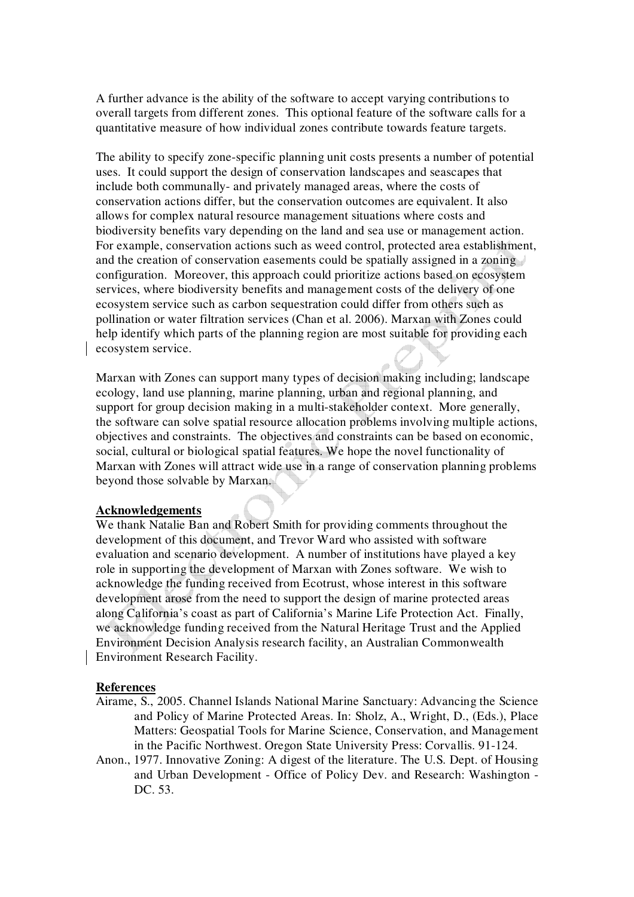A further advance is the ability of the software to accept varying contributions to overall targets from different zones. This optional feature of the software calls for a quantitative measure of how individual zones contribute towards feature targets.

The ability to specify zone-specific planning unit costs presents a number of potential uses. It could support the design of conservation landscapes and seascapes that include both communally- and privately managed areas, where the costs of conservation actions differ, but the conservation outcomes are equivalent. It also allows for complex natural resource management situations where costs and biodiversity benefits vary depending on the land and sea use or management action. For example, conservation actions such as weed control, protected area establishment, and the creation of conservation easements could be spatially assigned in a zoning configuration. Moreover, this approach could prioritize actions based on ecosystem services, where biodiversity benefits and management costs of the delivery of one ecosystem service such as carbon sequestration could differ from others such as pollination or water filtration services (Chan et al. 2006). Marxan with Zones could help identify which parts of the planning region are most suitable for providing each ecosystem service.

Marxan with Zones can support many types of decision making including; landscape ecology, land use planning, marine planning, urban and regional planning, and support for group decision making in a multi-stakeholder context. More generally, the software can solve spatial resource allocation problems involving multiple actions, objectives and constraints. The objectives and constraints can be based on economic, social, cultural or biological spatial features. We hope the novel functionality of Marxan with Zones will attract wide use in a range of conservation planning problems beyond those solvable by Marxan.

## Acknowledgements

We thank Natalie Ban and Robert Smith for providing comments throughout the development of this document, and Trevor Ward who assisted with software evaluation and scenario development. A number of institutions have played a key role in supporting the development of Marxan with Zones software. We wish to acknowledge the funding received from Ecotrust, whose interest in this software development arose from the need to support the design of marine protected areas along California's coast as part of California's Marine Life Protection Act. Finally, we acknowledge funding received from the Natural Heritage Trust and the Applied Environment Decision Analysis research facility, an Australian Commonwealth Environment Research Facility.

## References

Airame, S., 2005. Channel Islands National Marine Sanctuary: Advancing the Science and Policy of Marine Protected Areas. In: Sholz, A., Wright, D., (Eds.), Place Matters: Geospatial Tools for Marine Science, Conservation, and Management in the Pacific Northwest. Oregon State University Press: Corvallis. 91-124.

Anon., 1977. Innovative Zoning: A digest of the literature. The U.S. Dept. of Housing and Urban Development - Office of Policy Dev. and Research: Washington - DC. 53.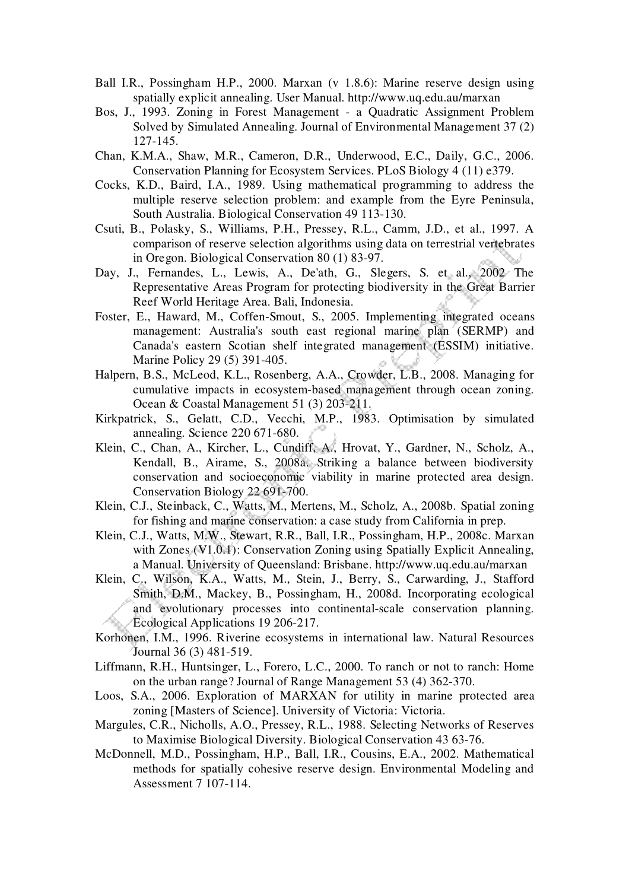Ball I.R., Possingham H.P., 2000. Marxan (v 1.8.6): Marine reserve design using spatially explicit annealing. User Manual. http://www.uq.edu.au/marxan

Bos, J., 1993. Zoning in Forest Management - a Quadratic Assignment Problem Solved by Simulated Annealing. Journal of Environmental Management 37 (2) 127-145.

Chan, K.M.A., Shaw, M.R., Cameron, D.R., Underwood, E.C., Daily, G.C., 2006. Conservation Planning for Ecosystem Services. PLoS Biology 4 (11) e379.

Cocks, K.D., Baird, I.A., 1989. Using mathematical programming to address the multiple reserve selection problem: and example from the Eyre Peninsula, South Australia. Biological Conservation 49 113-130.

Csuti, B., Polasky, S., Williams, P.H., Pressey, R.L., Camm, J.D., et al., 1997. A comparison of reserve selection algorithms using data on terrestrial vertebrates in Oregon. Biological Conservation 80 (1) 83-97.

Day, J., Fernandes, L., Lewis, A., De'ath, G., Slegers, S. et al., 2002 The Representative Areas Program for protecting biodiversity in the Great Barrier Reef World Heritage Area. Bali, Indonesia.

Foster, E., Haward, M., Coffen-Smout, S., 2005. Implementing integrated oceans management: Australia's south east regional marine plan (SERMP) and Canada's eastern Scotian shelf integrated management (ESSIM) initiative. Marine Policy 29 (5) 391-405.

Halpern, B.S., McLeod, K.L., Rosenberg, A.A., Crowder, L.B., 2008. Managing for cumulative impacts in ecosystem-based management through ocean zoning. Ocean & Coastal Management 51 (3) 203-211.

Kirkpatrick, S., Gelatt, C.D., Vecchi, M.P., 1983. Optimisation by simulated annealing. Science 220 671-680.

Klein, C., Chan, A., Kircher, L., Cundiff, A., Hrovat, Y., Gardner, N., Scholz, A., Kendall, B., Airame, S., 2008a. Striking a balance between biodiversity conservation and socioeconomic viability in marine protected area design. Conservation Biology 22 691-700.

Klein, C.J., Steinback, C., Watts, M., Mertens, M., Scholz, A., 2008b. Spatial zoning for fishing and marine conservation: a case study from California in prep.

Klein, C.J., Watts, M.W., Stewart, R.R., Ball, I.R., Possingham, H.P., 2008c. Marxan with Zones (V1.0.1): Conservation Zoning using Spatially Explicit Annealing, a Manual. University of Queensland: Brisbane. http://www.uq.edu.au/marxan

Klein, C., Wilson, K.A., Watts, M., Stein, J., Berry, S., Carwarding, J., Stafford Smith, D.M., Mackey, B., Possingham, H., 2008d. Incorporating ecological and evolutionary processes into continental-scale conservation planning. Ecological Applications 19 206-217.

Korhonen, I.M., 1996. Riverine ecosystems in international law. Natural Resources Journal 36 (3) 481-519.

Liffmann, R.H., Huntsinger, L., Forero, L.C., 2000. To ranch or not to ranch: Home on the urban range? Journal of Range Management 53 (4) 362-370.

Loos, S.A., 2006. Exploration of MARXAN for utility in marine protected area zoning [Masters of Science]. University of Victoria: Victoria.

Margules, C.R., Nicholls, A.O., Pressey, R.L., 1988. Selecting Networks of Reserves to Maximise Biological Diversity. Biological Conservation 43 63-76.

McDonnell, M.D., Possingham, H.P., Ball, I.R., Cousins, E.A., 2002. Mathematical methods for spatially cohesive reserve design. Environmental Modeling and Assessment 7 107-114.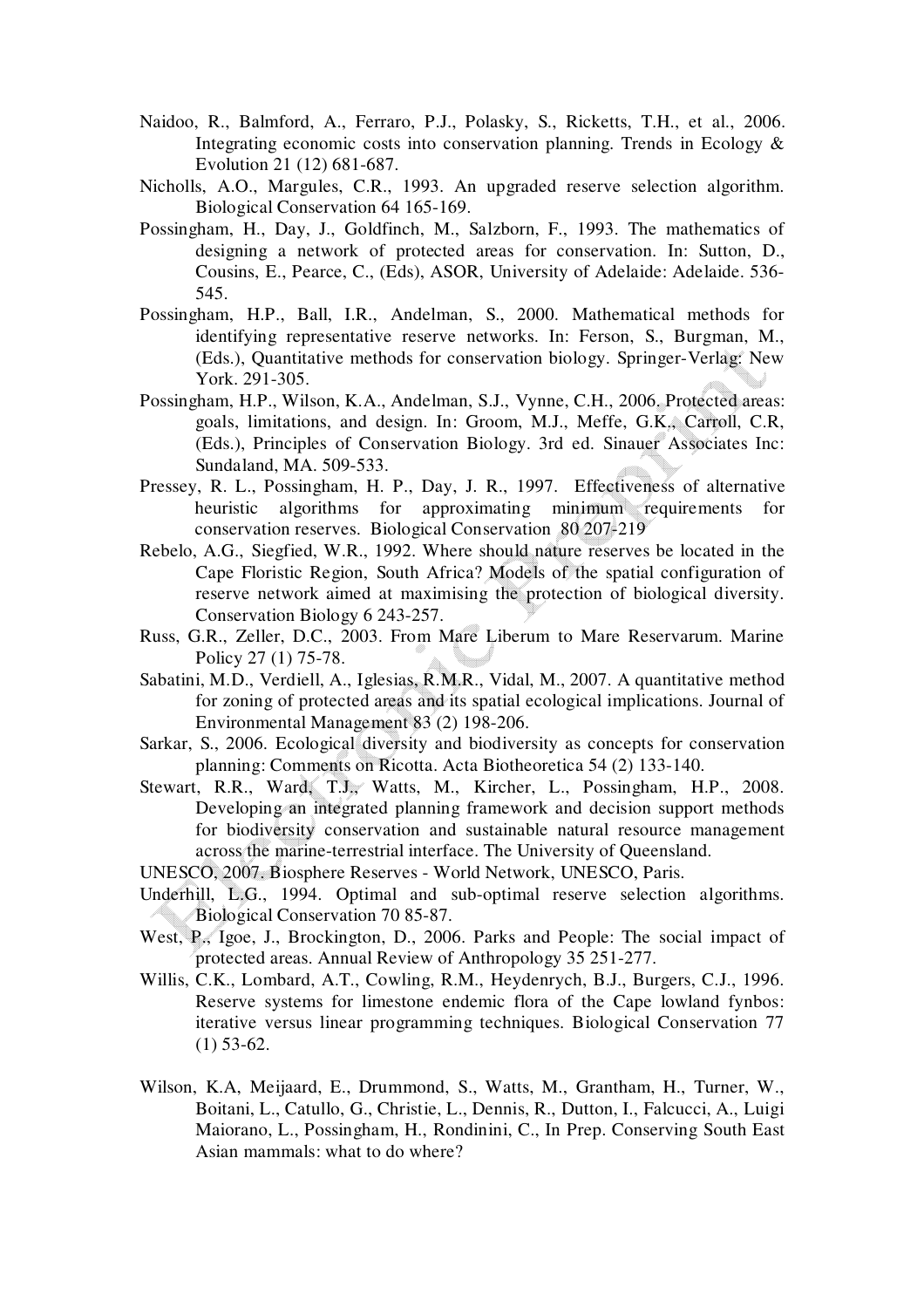Naidoo, R., Balmford, A., Ferraro, P.J., Polasky, S., Ricketts, T.H., et al., 2006. Integrating economic costs into conservation planning. Trends in Ecology & Evolution 21 (12) 681-687.

Nicholls, A.O., Margules, C.R., 1993. An upgraded reserve selection algorithm. Biological Conservation 64 165-169.

Possingham, H., Day, J., Goldfinch, M., Salzborn, F., 1993. The mathematics of designing a network of protected areas for conservation. In: Sutton, D., Cousins, E., Pearce, C., (Eds), ASOR, University of Adelaide: Adelaide. 536-545.

Possingham, H.P., Ball, I.R., Andelman, S., 2000. Mathematical methods for identifying representative reserve networks. In: Ferson, S., Burgman, M., (Eds.), Quantitative methods for conservation biology. Springer-Verlag: New York. 291-305.

Possingham, H.P., Wilson, K.A., Andelman, S.J., Vynne, C.H., 2006. Protected areas: goals, limitations, and design. In: Groom, M.J., Meffe, G.K., Carroll, C.R, (Eds.), Principles of Conservation Biology. 3rd ed. Sinauer Associates Inc: Sundaland, MA. 509-533.

Pressey, R. L., Possingham, H. P., Day, J. R., 1997. Effectiveness of alternative heuristic algorithms for approximating minimum requirements for conservation reserves. Biological Conservation 80 207-219

Rebelo, A.G., Siegfied, W.R., 1992. Where should nature reserves be located in the Cape Floristic Region, South Africa? Models of the spatial configuration of reserve network aimed at maximising the protection of biological diversity. Conservation Biology 6 243-257.

Russ, G.R., Zeller, D.C., 2003. From Mare Liberum to Mare Reservarum. Marine Policy 27 (1) 75-78.

Sabatini, M.D., Verdiell, A., Iglesias, R.M.R., Vidal, M., 2007. A quantitative method for zoning of protected areas and its spatial ecological implications. Journal of Environmental Management 83 (2) 198-206.

Sarkar, S., 2006. Ecological diversity and biodiversity as concepts for conservation planning: Comments on Ricotta. Acta Biotheoretica 54 (2) 133-140.

Stewart, R.R., Ward, T.J., Watts, M., Kircher, L., Possingham, H.P., 2008. Developing an integrated planning framework and decision support methods for biodiversity conservation and sustainable natural resource management across the marine-terrestrial interface. The University of Queensland.

UNESCO, 2007. Biosphere Reserves - World Network, UNESCO, Paris.

Underhill, L.G., 1994. Optimal and sub-optimal reserve selection algorithms. Biological Conservation 70 85-87.

West, P., Igoe, J., Brockington, D., 2006. Parks and People: The social impact of protected areas. Annual Review of Anthropology 35 251-277.

Willis, C.K., Lombard, A.T., Cowling, R.M., Heydenrych, B.J., Burgers, C.J., 1996. Reserve systems for limestone endemic flora of the Cape lowland fynbos: iterative versus linear programming techniques. Biological Conservation 77 (1) 53-62.

Wilson, K.A, Meijaard, E., Drummond, S., Watts, M., Grantham, H., Turner, W., Boitani, L., Catullo, G., Christie, L., Dennis, R., Dutton, I., Falcucci, A., Luigi Maiorano, L., Possingham, H., Rondinini, C., In Prep. Conserving South East Asian mammals: what to do where?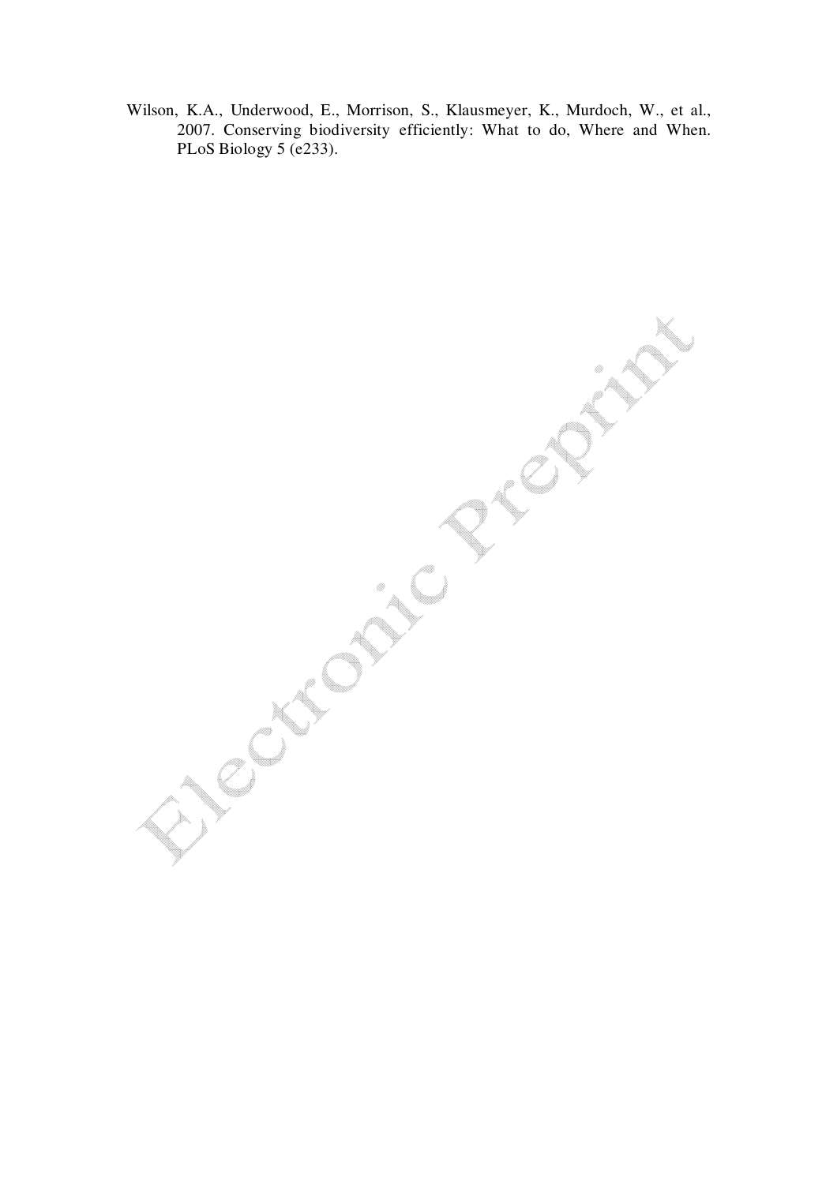Wilson, K.A., Underwood, E., Morrison, S., Klausmeyer, K., Murdoch, W., et al., 2007. Conserving biodiversity efficiently: What to do, Where and When. PLoS Biology 5 (e233).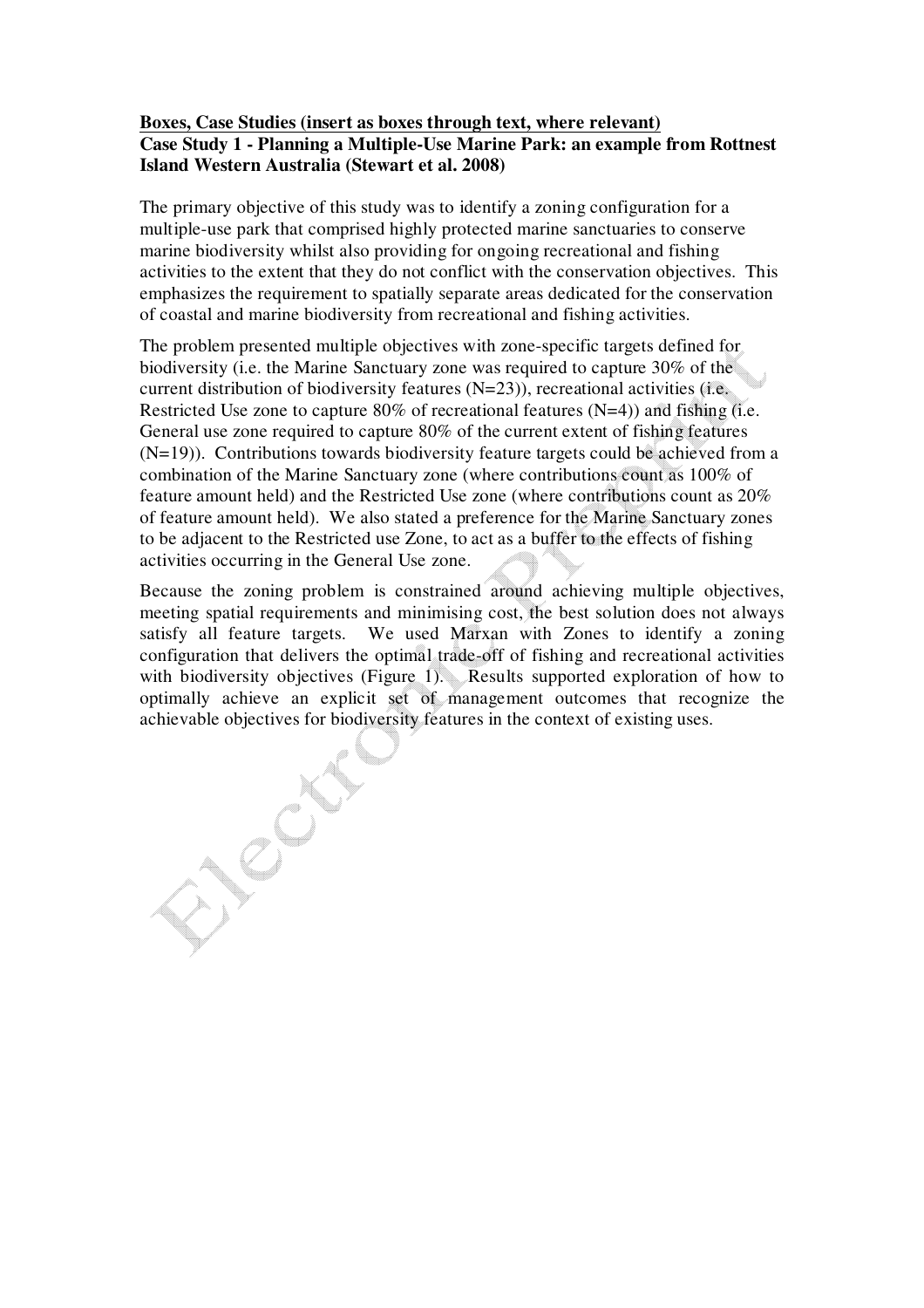**<u>Boxes, Case Studies (insert as boxes through text, where relevant)</u>**

**Case Study 1 - Planning a Multiple-Use Marine Park: an example from Rottnest Island Western Australia (Stewart et al. 2008)**

The primary objective of this study was to identify a zoning configuration for a multiple-use park that comprised highly protected marine sanctuaries to conserve marine biodiversity whilst also providing for ongoing recreational and fishing activities to the extent that they do not conflict with the conservation objectives. This emphasizes the requirement to spatially separate areas dedicated for the conservation of coastal and marine biodiversity from recreational and fishing activities.

The problem presented multiple objectives with zone-specific targets defined for biodiversity (i.e. the Marine Sanctuary zone was required to capture 30% of the current distribution of biodiversity features (N=23)), recreational activities (i.e. Restricted Use zone to capture 80% of recreational features (N=4)) and fishing (i.e. General use zone required to capture 80% of the current extent of fishing features (N=19)). Contributions towards biodiversity feature targets could be achieved from a combination of the Marine Sanctuary zone (where contributions count as 100% of feature amount held) and the Restricted Use zone (where contributions count as 20% of feature amount held). We also stated a preference for the Marine Sanctuary zones to be adjacent to the Restricted use Zone, to act as a buffer to the effects of fishing activities occurring in the General Use zone.

Because the zoning problem is constrained around achieving multiple objectives, meeting spatial requirements and minimising cost, the best solution does not always satisfy all feature targets. We used Marxan with Zones to identify a zoning configuration that delivers the optimal trade-off of fishing and recreational activities with biodiversity objectives (Figure 1). Results supported exploration of how to optimally achieve an explicit set of management outcomes that recognize the achievable objectives for biodiversity features in the context of existing uses.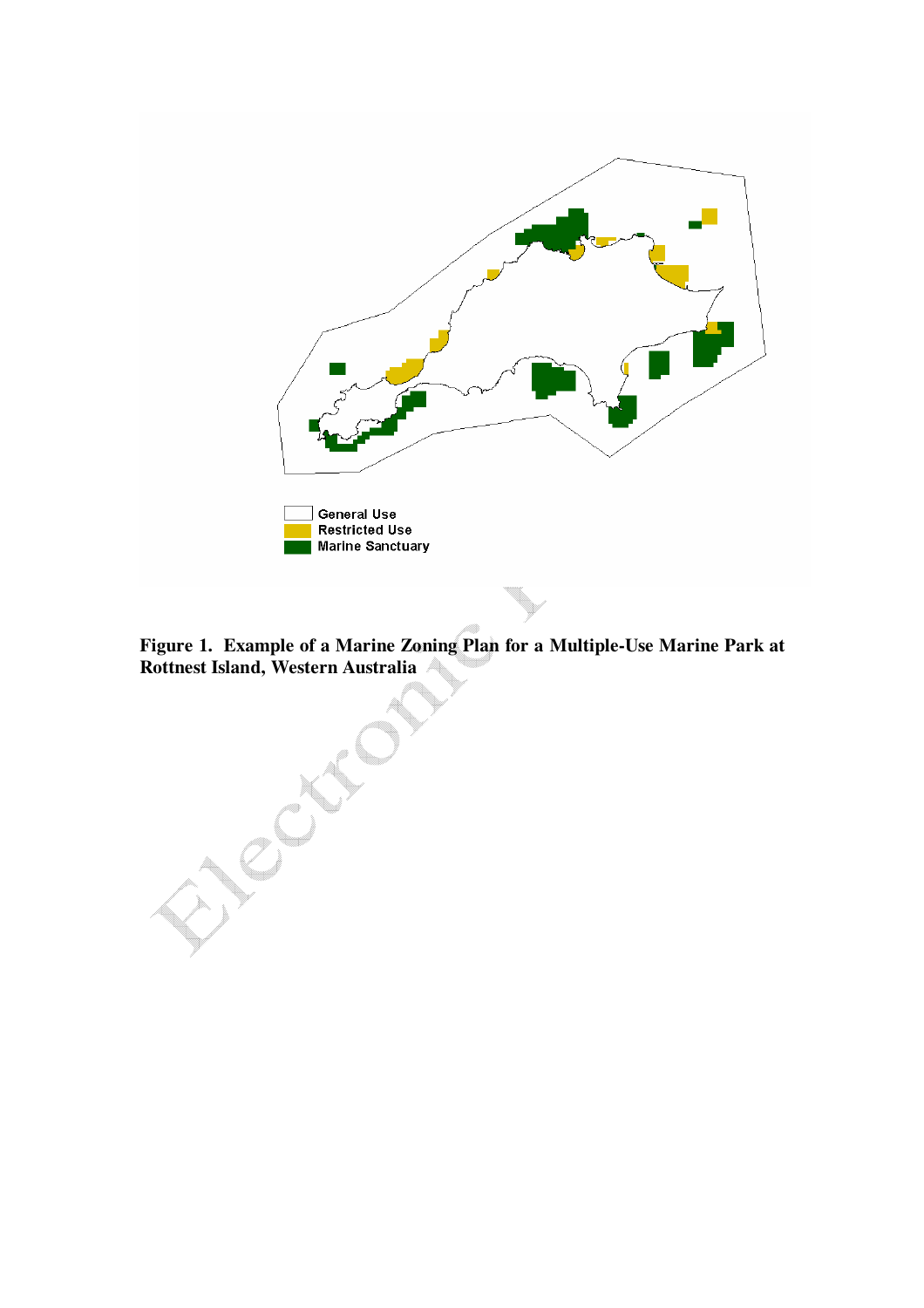General Use
Restricted Use
Marine Sanctuary

**Figure 1. Example of a Marine Zoning Plan for a Multiple-Use Marine Park at Rottnest Island, Western Australia**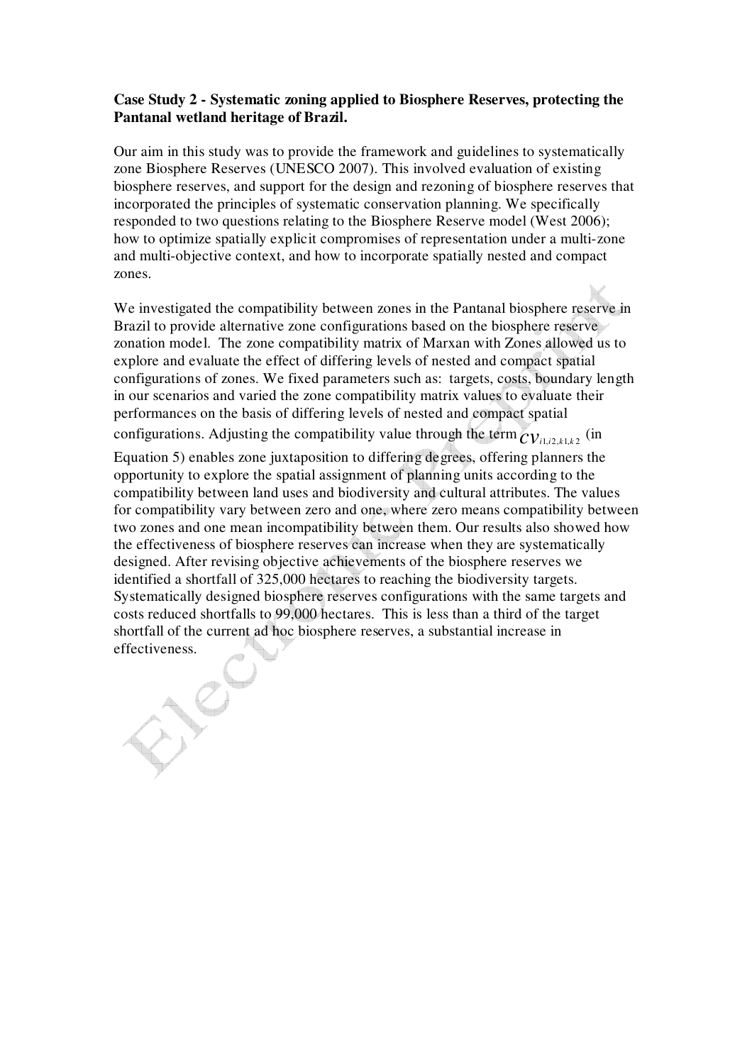**Case Study 2 - Systematic zoning applied to Biosphere Reserves, protecting the Pantanal wetland heritage of Brazil.**

Our aim in this study was to provide the framework and guidelines to systematically zone Biosphere Reserves (UNESCO 2007). This involved evaluation of existing biosphere reserves, and support for the design and rezoning of biosphere reserves that incorporated the principles of systematic conservation planning. We specifically responded to two questions relating to the Biosphere Reserve model (West 2006); how to optimize spatially explicit compromises of representation under a multi-zone and multi-objective context, and how to incorporate spatially nested and compact zones.

We investigated the compatibility between zones in the Pantanal biosphere reserve in Brazil to provide alternative zone configurations based on the biosphere reserve zonation model. The zone compatibility matrix of Marxan with Zones allowed us to explore and evaluate the effect of differing levels of nested and compact spatial configurations of zones. We fixed parameters such as: targets, costs, boundary length in our scenarios and varied the zone compatibility matrix values to evaluate their performances on the basis of differing levels of nested and compact spatial configurations. Adjusting the compatibility value through the term $cv_{i1,i2,k1,k2}$ (in Equation 5) enables zone juxtaposition to differing degrees, offering planners the opportunity to explore the spatial assignment of planning units according to the compatibility between land uses and biodiversity and cultural attributes. The values for compatibility vary between zero and one, where zero means compatibility between two zones and one mean incompatibility between them. Our results also showed how the effectiveness of biosphere reserves can increase when they are systematically designed. After revising objective achievements of the biosphere reserves we identified a shortfall of 325,000 hectares to reaching the biodiversity targets. Systematically designed biosphere reserves configurations with the same targets and costs reduced shortfalls to 99,000 hectares. This is less than a third of the target shortfall of the current ad hoc biosphere reserves, a substantial increase in effectiveness.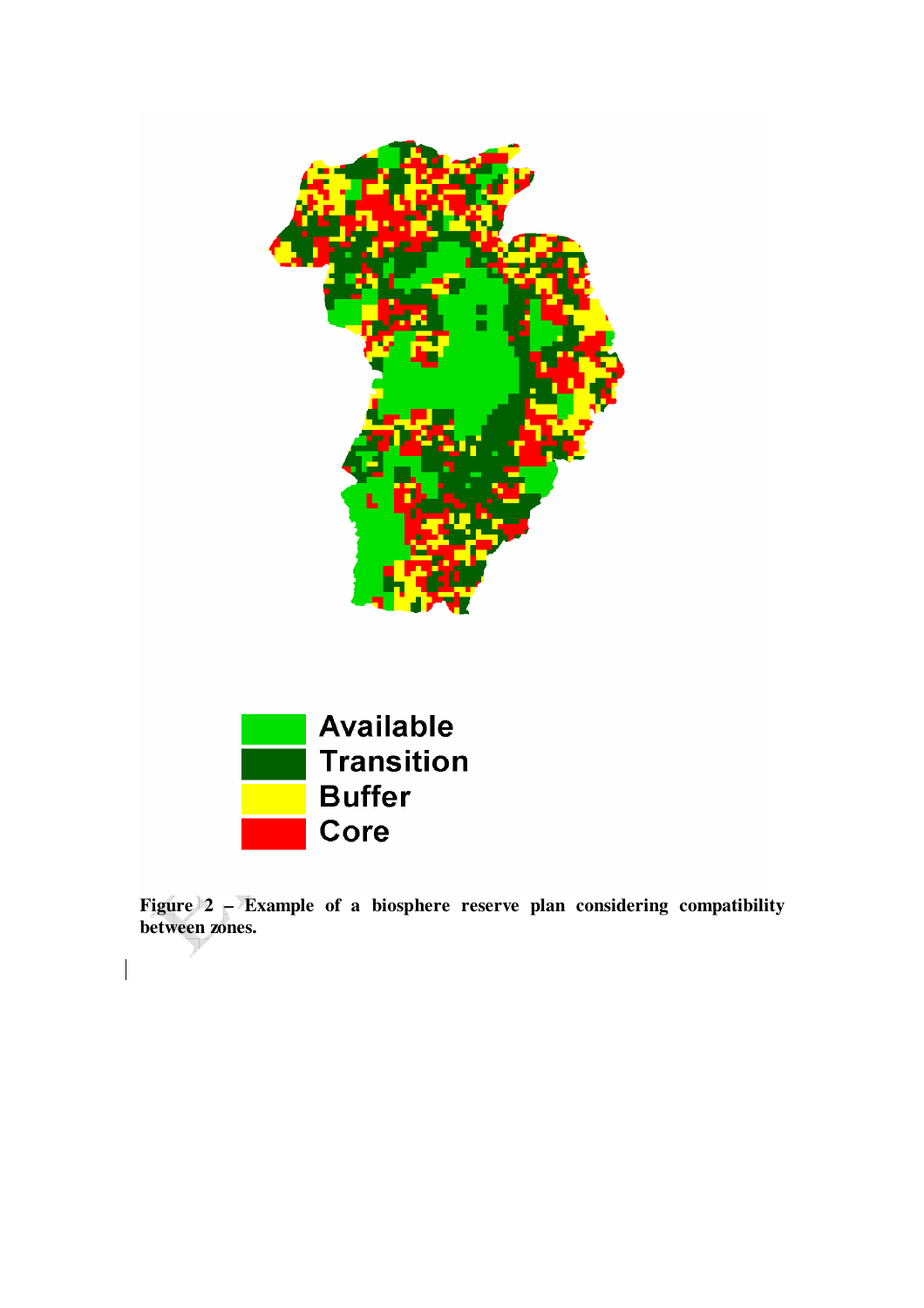**Figure 2 – Example of a biosphere reserve plan considering compatibility between zones.**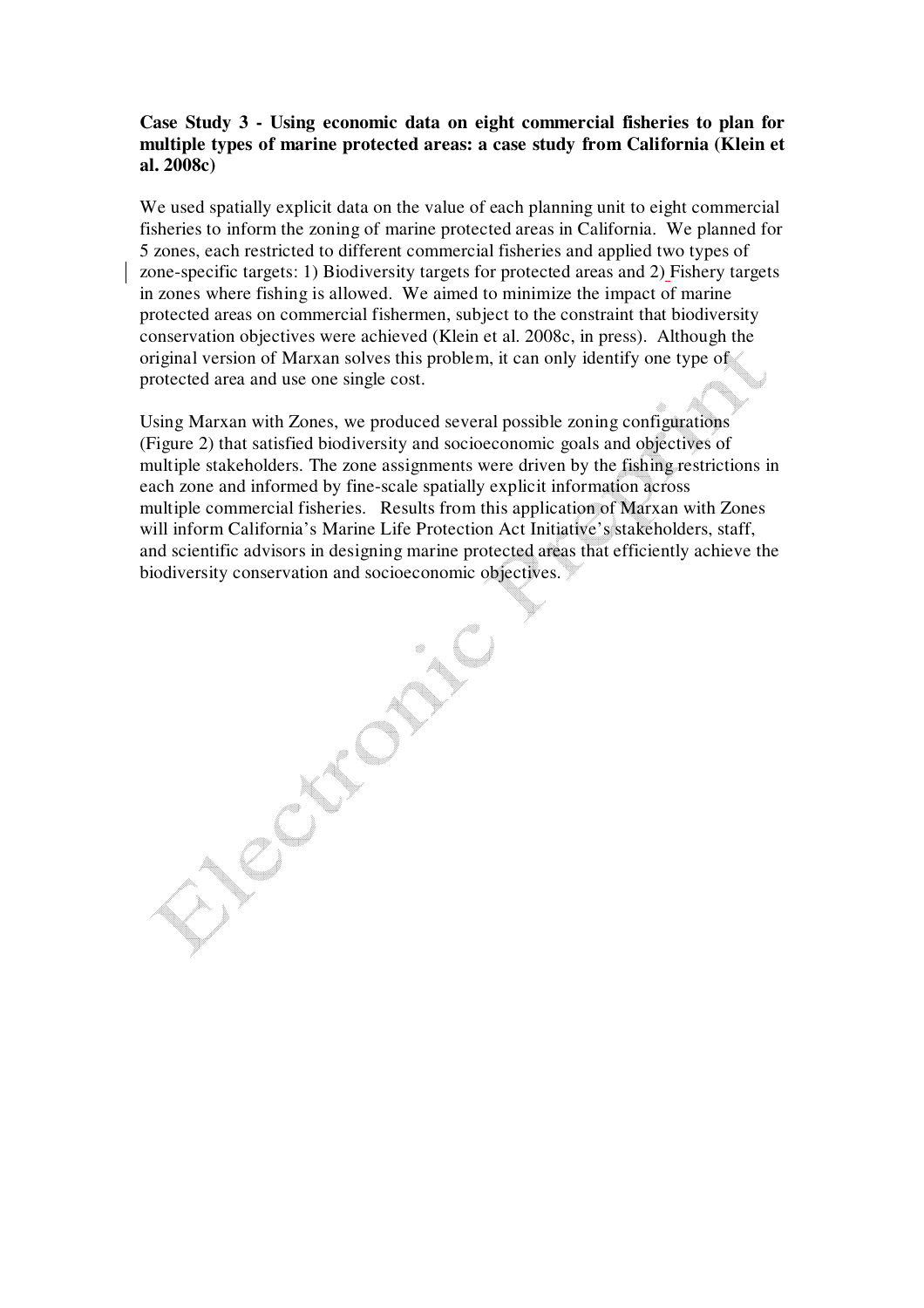**Case Study 3 - Using economic data on eight commercial fisheries to plan for multiple types of marine protected areas: a case study from California (Klein et al. 2008c)**

We used spatially explicit data on the value of each planning unit to eight commercial fisheries to inform the zoning of marine protected areas in California. We planned for 5 zones, each restricted to different commercial fisheries and applied two types of zone-specific targets: 1) Biodiversity targets for protected areas and 2) Fishery targets in zones where fishing is allowed. We aimed to minimize the impact of marine protected areas on commercial fishermen, subject to the constraint that biodiversity conservation objectives were achieved (Klein et al. 2008c, in press). Although the original version of Marxan solves this problem, it can only identify one type of protected area and use one single cost.

Using Marxan with Zones, we produced several possible zoning configurations (Figure 2) that satisfied biodiversity and socioeconomic goals and objectives of multiple stakeholders. The zone assignments were driven by the fishing restrictions in each zone and informed by fine-scale spatially explicit information across multiple commercial fisheries. Results from this application of Marxan with Zones will inform California's Marine Life Protection Act Initiative's stakeholders, staff, and scientific advisors in designing marine protected areas that efficiently achieve the biodiversity conservation and socioeconomic objectives.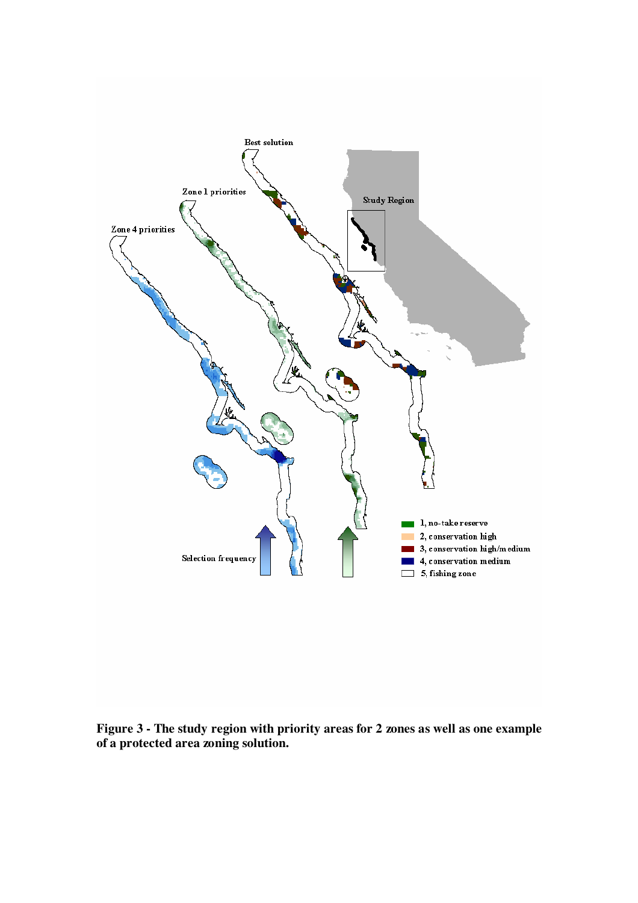**Figure 3 - The study region with priority areas for 2 zones as well as one example of a protected area zoning solution.**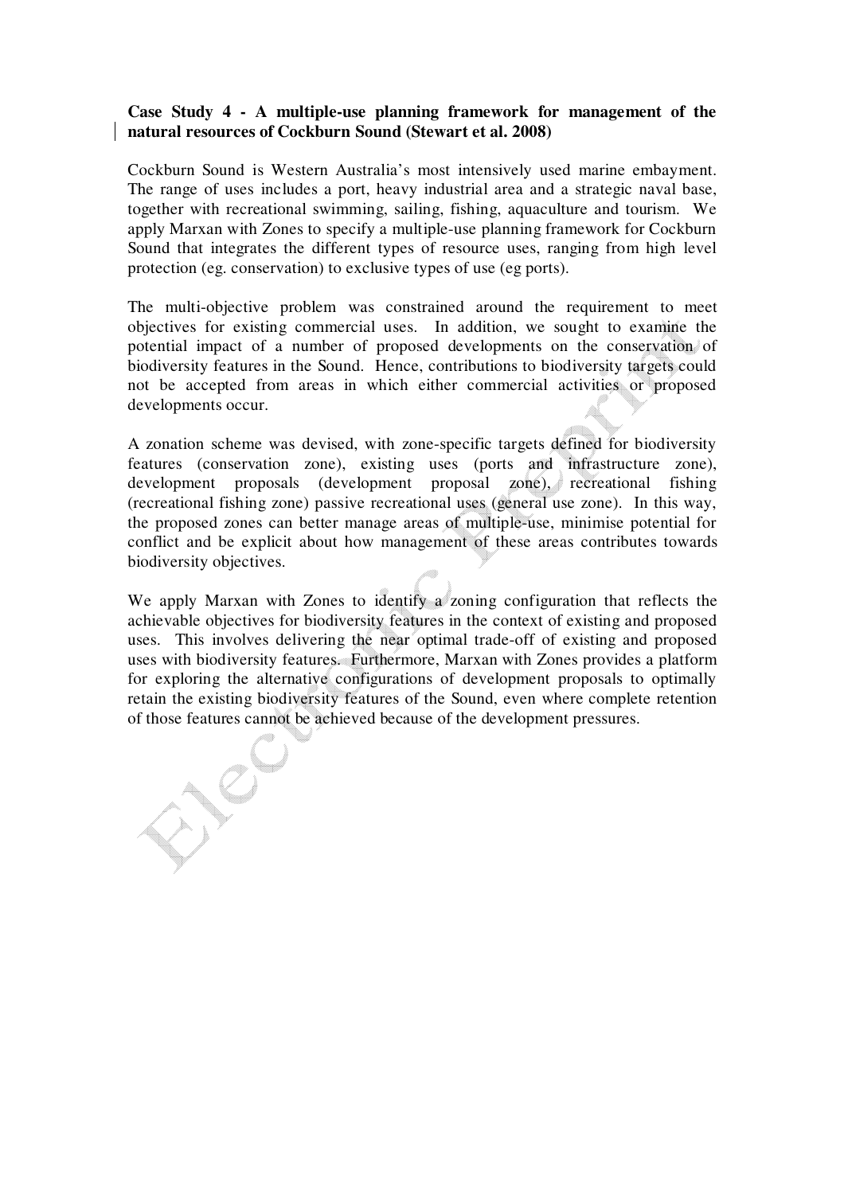**Case Study 4 - A multiple-use planning framework for management of the natural resources of Cockburn Sound (Stewart et al. 2008)**

Cockburn Sound is Western Australia's most intensively used marine embayment. The range of uses includes a port, heavy industrial area and a strategic naval base, together with recreational swimming, sailing, fishing, aquaculture and tourism. We apply Marxan with Zones to specify a multiple-use planning framework for Cockburn Sound that integrates the different types of resource uses, ranging from high level protection (eg. conservation) to exclusive types of use (eg ports).

The multi-objective problem was constrained around the requirement to meet objectives for existing commercial uses. In addition, we sought to examine the potential impact of a number of proposed developments on the conservation of biodiversity features in the Sound. Hence, contributions to biodiversity targets could not be accepted from areas in which either commercial activities or proposed developments occur.

A zonation scheme was devised, with zone-specific targets defined for biodiversity features (conservation zone), existing uses (ports and infrastructure zone), development proposals (development proposal zone), recreational fishing (recreational fishing zone) passive recreational uses (general use zone). In this way, the proposed zones can better manage areas of multiple-use, minimise potential for conflict and be explicit about how management of these areas contributes towards biodiversity objectives.

We apply Marxan with Zones to identify a zoning configuration that reflects the achievable objectives for biodiversity features in the context of existing and proposed uses. This involves delivering the near optimal trade-off of existing and proposed uses with biodiversity features. Furthermore, Marxan with Zones provides a platform for exploring the alternative configurations of development proposals to optimally retain the existing biodiversity features of the Sound, even where complete retention of those features cannot be achieved because of the development pressures.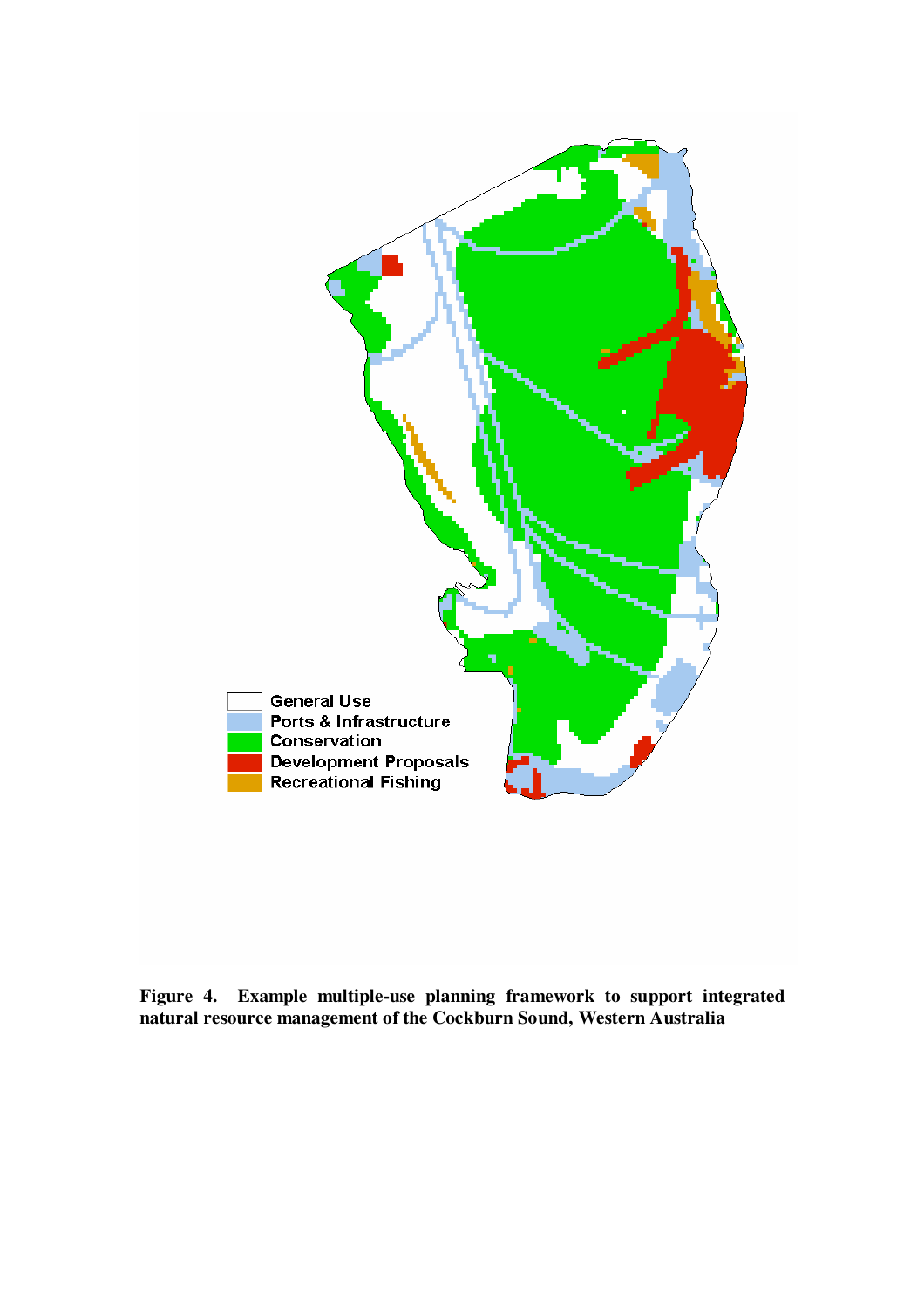**Figure 4. Example multiple-use planning framework to support integrated natural resource management of the Cockburn Sound, Western Australia**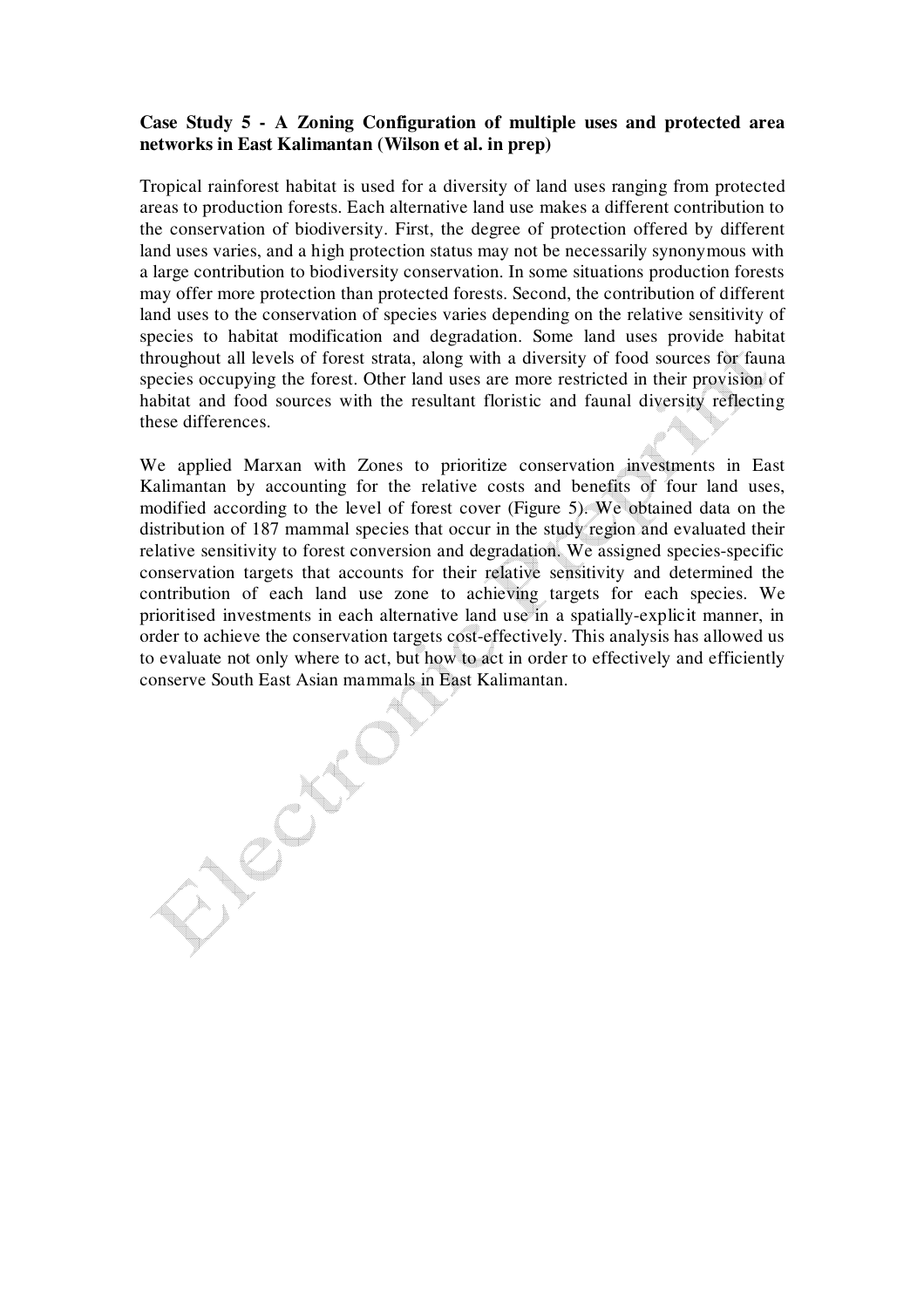**Case Study 5 - A Zoning Configuration of multiple uses and protected area networks in East Kalimantan (Wilson et al. in prep)**

Tropical rainforest habitat is used for a diversity of land uses ranging from protected areas to production forests. Each alternative land use makes a different contribution to the conservation of biodiversity. First, the degree of protection offered by different land uses varies, and a high protection status may not be necessarily synonymous with a large contribution to biodiversity conservation. In some situations production forests may offer more protection than protected forests. Second, the contribution of different land uses to the conservation of species varies depending on the relative sensitivity of species to habitat modification and degradation. Some land uses provide habitat throughout all levels of forest strata, along with a diversity of food sources for fauna species occupying the forest. Other land uses are more restricted in their provision of habitat and food sources with the resultant floristic and faunal diversity reflecting these differences.

We applied Marxan with Zones to prioritize conservation investments in East Kalimantan by accounting for the relative costs and benefits of four land uses, modified according to the level of forest cover (Figure 5). We obtained data on the distribution of 187 mammal species that occur in the study region and evaluated their relative sensitivity to forest conversion and degradation. We assigned species-specific conservation targets that accounts for their relative sensitivity and determined the contribution of each land use zone to achieving targets for each species. We prioritised investments in each alternative land use in a spatially-explicit manner, in order to achieve the conservation targets cost-effectively. This analysis has allowed us to evaluate not only where to act, but how to act in order to effectively and efficiently conserve South East Asian mammals in East Kalimantan.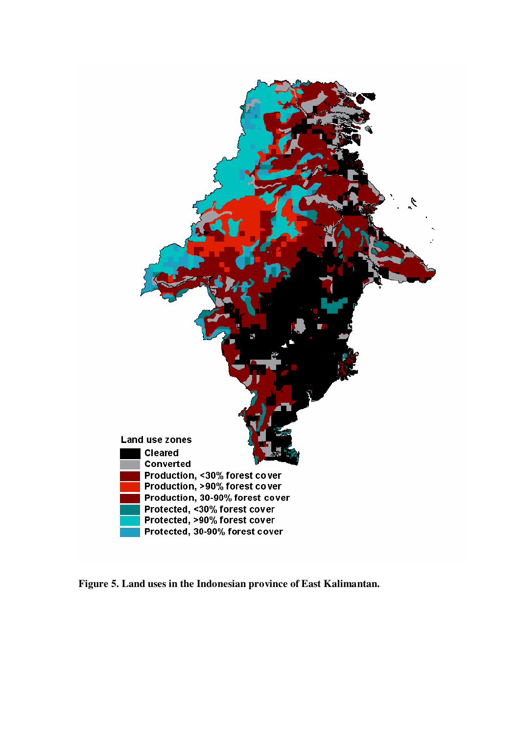Land use zones

Cleared

Converted

Production, <30% forest cover

Production, >90% forest cover

Production, 30-90% forest cover

Protected, <30% forest cover

Protected, >90% forest cover

Protected, 30-90% forest cover

**Figure 5. Land uses in the Indonesian province of East Kalimantan.**